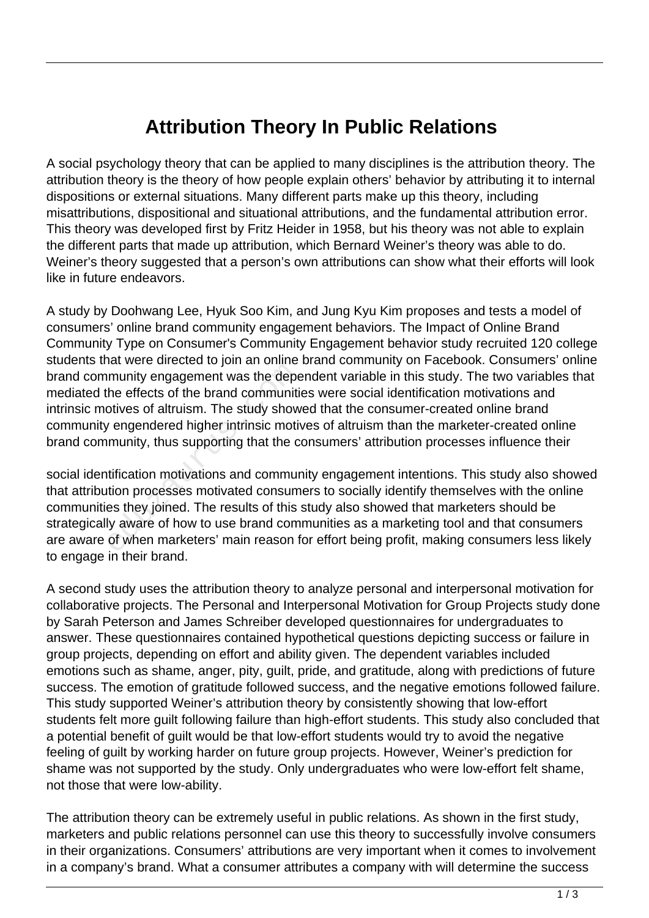# Attribution Theory In Public Relations

A social psychology theory that can be applied to many disciplines is the attribution theory. The attribution theory is the theory of how people explain others' behavior by attributing it to internal dispositions or external situations. Many different parts make up this theory, including misattributions, dispositional and situational attributions, and the fundamental attribution error. This theory was developed first by Fritz Heider in 1958, but his theory was not able to explain the different parts that made up attribution, which Bernard Weiner's theory was able to do. Weiner's theory suggested that a person's own attributions can show what their efforts will look like in future endeavors.

A study by Doohwang Lee, Hyuk Soo Kim, and Jung Kyu Kim proposes and tests a model of consumers' online brand community engagement behaviors. The Impact of Online Brand Community Type on Consumer's Community Engagement behavior study recruited 120 college students that were directed to join an online brand community on Facebook. Consumers' online brand community engagement was the dependent variable in this study. The two variables that mediated the effects of the brand communities were social identification motivations and intrinsic motives of altruism. The study showed that the consumer-created online brand community engendered higher intrinsic motives of altruism than the marketer-created online brand community, thus supporting that the consumers' attribution processes influence their social identification motivations and community engagement intentions. This study also showed that attribution processes motivated consumers to socially identify themselves with the online communities they joined. The results of this study also showed that marketers should be strategically aware of how to use brand communities as a marketing tool and that consumers are aware of when marketers' main reason for effort being profit, making consumers less likely to engage in their brand.

A second study uses the attribution theory to analyze personal and interpersonal motivation for collaborative projects. The Personal and Interpersonal Motivation for Group Projects study done by Sarah Peterson and James Schreiber developed questionnaires for undergraduates to answer. These questionnaires contained hypothetical questions depicting success or failure in group projects, depending on effort and ability given. The dependent variables included emotions such as shame, anger, pity, guilt, pride, and gratitude, along with predictions of future success. The emotion of gratitude followed success, and the negative emotions followed failure. This study supported Weiner's attribution theory by consistently showing that low-effort students felt more guilt following failure than high-effort students. This study also concluded that a potential benefit of guilt would be that low-effort students would try to avoid the negative feeling of guilt by working harder on future group projects. However, Weiner's prediction for shame was not supported by the study. Only undergraduates who were low-effort felt shame, not those that were low-ability.

The attribution theory can be extremely useful in public relations. As shown in the first study, marketers and public relations personnel can use this theory to successfully involve consumers in their organizations. Consumers' attributions are very important when it comes to involvement in a company's brand. What a consumer attributes a company with will determine the success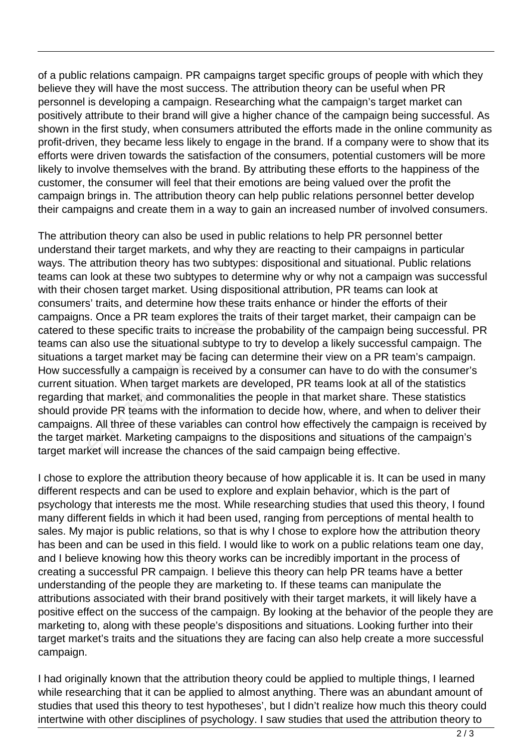of a public relations campaign. PR campaigns target specific groups of people with which they believe they will have the most success. The attribution theory can be useful when PR personnel is developing a campaign. Researching what the campaign's target market can positively attribute to their brand will give a higher chance of the campaign being successful. As shown in the first study, when consumers attributed the efforts made in the online community as profit-driven, they became less likely to engage in the brand. If a company were to show that its efforts were driven towards the satisfaction of the consumers, potential customers will be more likely to involve themselves with the brand. By attributing these efforts to the happiness of the customer, the consumer will feel that their emotions are being valued over the profit the campaign brings in. The attribution theory can help public relations personnel better develop their campaigns and create them in a way to gain an increased number of involved consumers.

The attribution theory can also be used in public relations to help PR personnel better understand their target markets, and why they are reacting to their campaigns in particular ways. The attribution theory has two subtypes: dispositional and situational. Public relations teams can look at these two subtypes to determine why or why not a campaign was successful with their chosen target market. Using dispositional attribution, PR teams can look at consumers' traits, and determine how these traits enhance or hinder the efforts of their campaigns. Once a PR team explores the traits of their target market, their campaign can be catered to these specific traits to increase the probability of the campaign being successful. PR teams can also use the situational subtype to try to develop a likely successful campaign. The situations a target market may be facing can determine their view on a PR team's campaign. How successfully a campaign is received by a consumer can have to do with the consumer's current situation. When target markets are developed, PR teams look at all of the statistics regarding that market, and commonalities the people in that market share. These statistics should provide PR teams with the information to decide how, where, and when to deliver their campaigns. All three of these variables can control how effectively the campaign is received by the target market. Marketing campaigns to the dispositions and situations of the campaign's target market will increase the chances of the said campaign being effective.

I chose to explore the attribution theory because of how applicable it is. It can be used in many different respects and can be used to explore and explain behavior, which is the part of psychology that interests me the most. While researching studies that used this theory, I found many different fields in which it had been used, ranging from perceptions of mental health to sales. My major is public relations, so that is why I chose to explore how the attribution theory has been and can be used in this field. I would like to work on a public relations team one day, and I believe knowing how this theory works can be incredibly important in the process of creating a successful PR campaign. I believe this theory can help PR teams have a better understanding of the people they are marketing to. If these teams can manipulate the attributions associated with their brand positively with their target markets, it will likely have a positive effect on the success of the campaign. By looking at the behavior of the people they are marketing to, along with these people's dispositions and situations. Looking further into their target market's traits and the situations they are facing can also help create a more successful campaign.

I had originally known that the attribution theory could be applied to multiple things, I learned while researching that it can be applied to almost anything. There was an abundant amount of studies that used this theory to test hypotheses', but I didn't realize how much this theory could intertwine with other disciplines of psychology. I saw studies that used the attribution theory to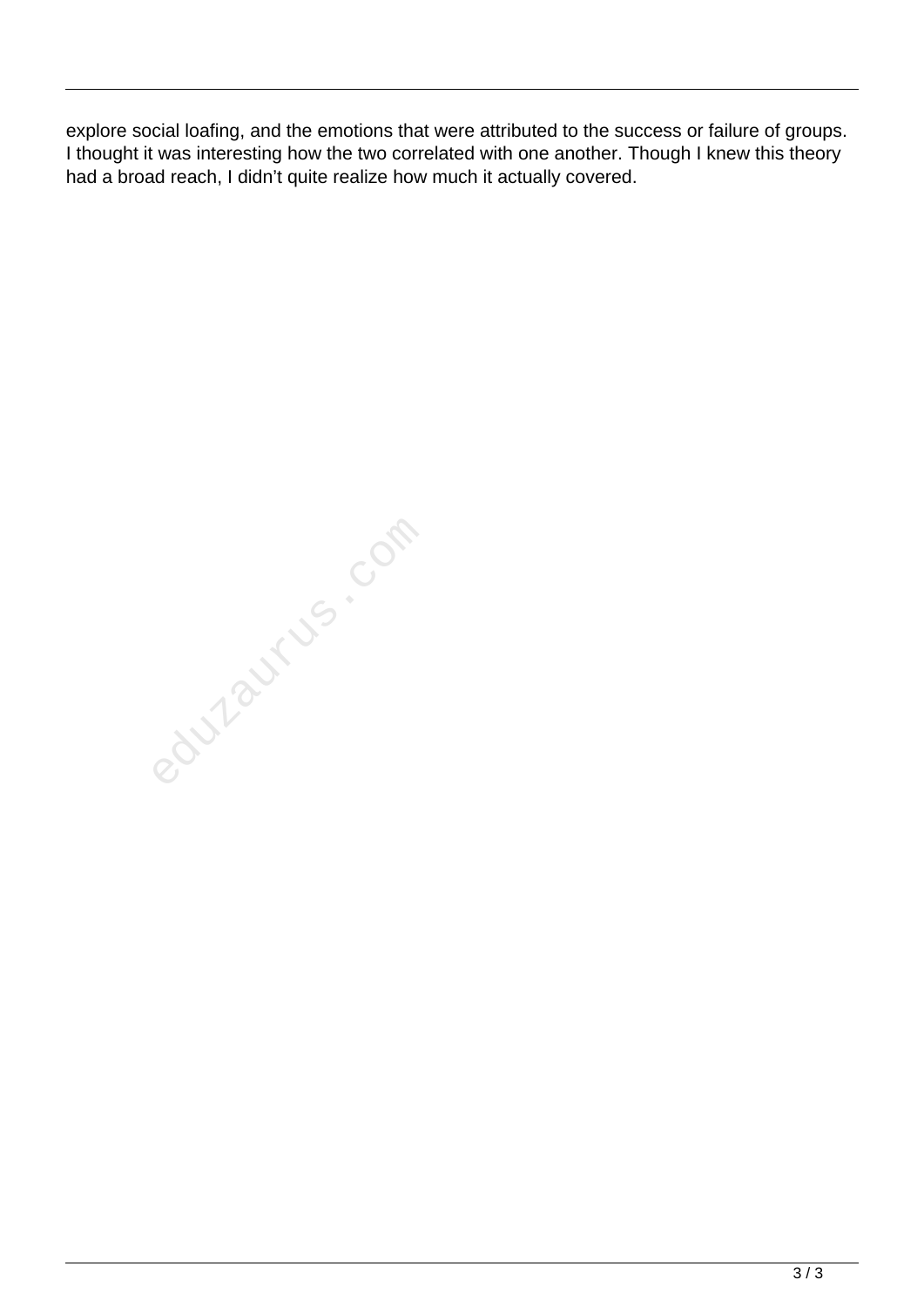explore social loafing, and the emotions that were attributed to the success or failure of groups. I thought it was interesting how the two correlated with one another. Though I knew this theory had a broad reach, I didn't quite realize how much it actually covered.